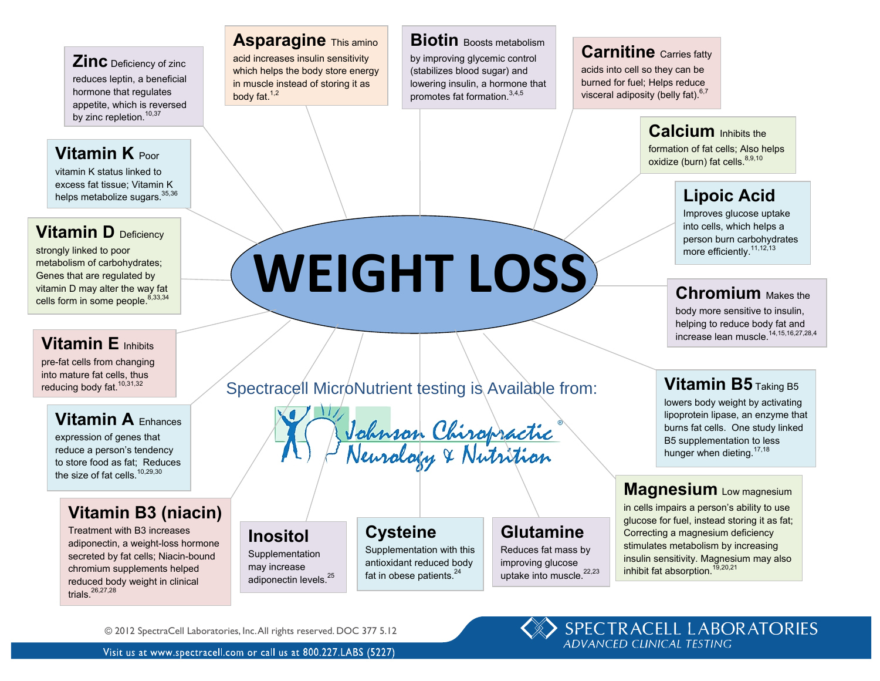# WEIGHT LOSS

**Zinc** Deficiency of zinc reduces leptin, a beneficial hormone that regulates appetite, which is reversed by zinc repletion.[10,37]

**Asparagine** This amino acid increases insulin sensitivity which helps the body store energy in muscle instead of storing it as body fat.[1,2]

**Biotin** Boosts metabolism by improving glycemic control (stabilizes blood sugar) and lowering insulin, a hormone that promotes fat formation.[3,4,5]

**Carnitine** Carries fatty acids into cell so they can be burned for fuel; Helps reduce visceral adiposity (belly fat).[6,7]

**Calcium** Inhibits the formation of fat cells; Also helps oxidize (burn) fat cells.[8,9,10]

**Lipoic Acid** Improves glucose uptake into cells, which helps a person burn carbohydrates more efficiently.[11,12,13]

**Chromium** Makes the body more sensitive to insulin, helping to reduce body fat and increase lean muscle.[14,15,16,27,28,4]

**Vitamin B5** Taking B5 lowers body weight by activating lipoprotein lipase, an enzyme that burns fat cells. One study linked B5 supplementation to less hunger when dieting.[17,18]

**Magnesium** Low magnesium in cells impairs a person's ability to use glucose for fuel, instead storing it as fat; Correcting a magnesium deficiency stimulates metabolism by increasing insulin sensitivity. Magnesium may also inhibit fat absorption.[19,20,21]

**Glutamine** Reduces fat mass by improving glucose uptake into muscle.[22,23]

**Cysteine** Supplementation with this antioxidant reduced body fat in obese patients.[24]

**Inositol** Supplementation may increase adiponectin levels.[25]

**Vitamin B3 (niacin)** Treatment with B3 increases adiponectin, a weight-loss hormone secreted by fat cells; Niacin-bound chromium supplements helped reduced body weight in clinical trials.[26,27,28]

**Vitamin A** Enhances expression of genes that reduce a person's tendency to store food as fat; Reduces the size of fat cells.[10,29,30]

**Vitamin E** Inhibits pre-fat cells from changing into mature fat cells, thus reducing body fat.[10,31,32]

**Vitamin D** Deficiency strongly linked to poor metabolism of carbohydrates; Genes that are regulated by vitamin D may alter the way fat cells form in some people.[8,33,34]

**Vitamin K** Poor vitamin K status linked to excess fat tissue; Vitamin K helps metabolize sugars.[35,36]

Spectracell MicroNutrient testing is Available from:

Johnson Chiropractic Neurology & Nutrition®

© 2012 SpectraCell Laboratories, Inc. All rights reserved. DOC 377 5.12

Visit us at www.spectracell.com or call us at 800.227.LABS (5227)

SPECTRACELL LABORATORIES
*ADVANCED CLINICAL TESTING*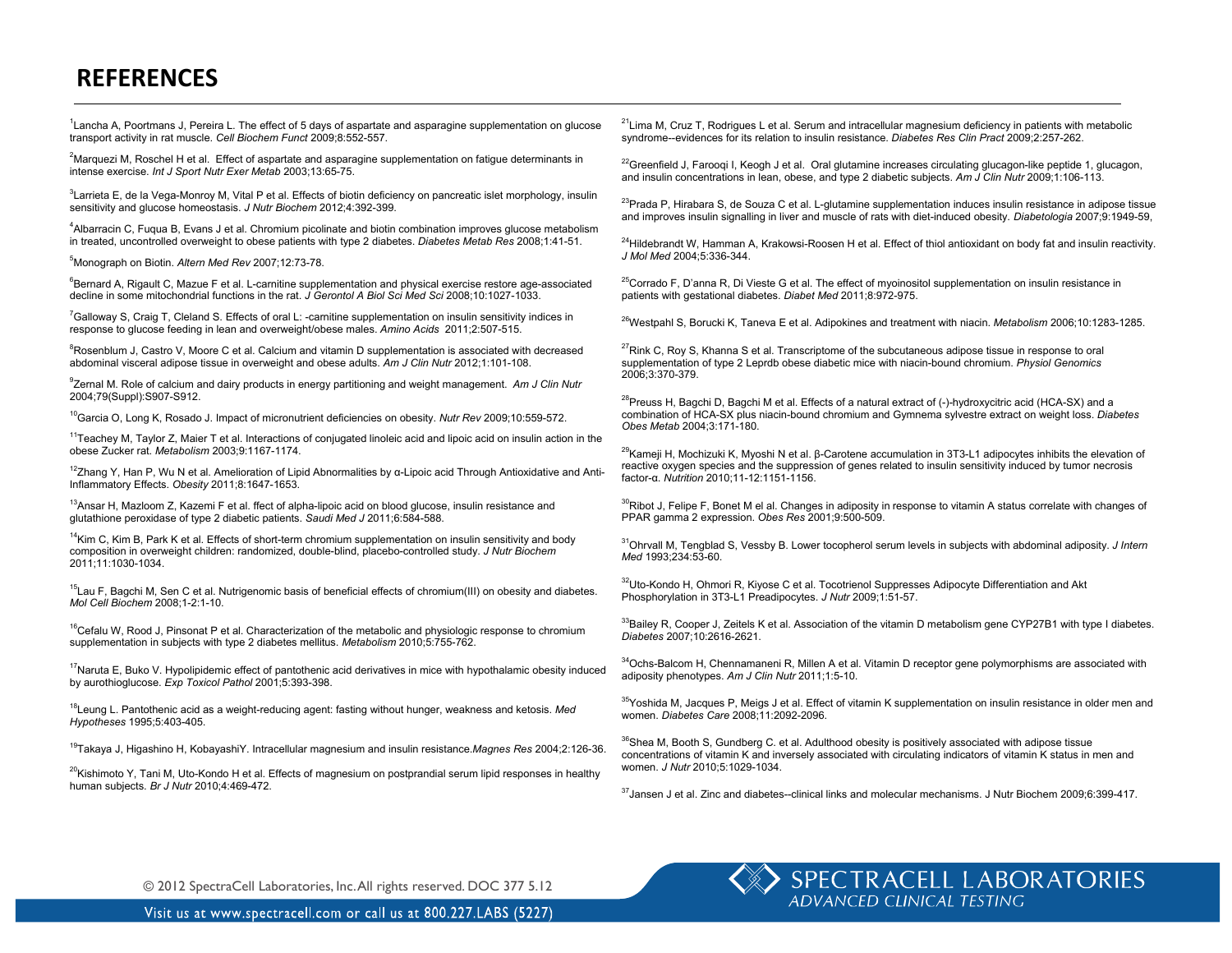# REFERENCES

[1]Lancha A, Poortmans J, Pereira L. The effect of 5 days of aspartate and asparagine supplementation on glucose transport activity in rat muscle. *Cell Biochem Funct* 2009;8:552-557.

[2]Marquezi M, Roschel H et al. Effect of aspartate and asparagine supplementation on fatigue determinants in intense exercise. *Int J Sport Nutr Exer Metab* 2003;13:65-75.

[3]Larrieta E, de la Vega-Monroy M, Vital P et al. Effects of biotin deficiency on pancreatic islet morphology, insulin sensitivity and glucose homeostasis. *J Nutr Biochem* 2012;4:392-399.

[4]Albarracin C, Fuqua B, Evans J et al. Chromium picolinate and biotin combination improves glucose metabolism in treated, uncontrolled overweight to obese patients with type 2 diabetes. *Diabetes Metab Res* 2008;1:41-51.

[5]Monograph on Biotin. *Altern Med Rev* 2007;12:73-78.

[6]Bernard A, Rigault C, Mazue F et al. L-carnitine supplementation and physical exercise restore age-associated decline in some mitochondrial functions in the rat. *J Gerontol A Biol Sci Med Sci* 2008;10:1027-1033.

[7]Galloway S, Craig T, Cleland S. Effects of oral L: -carnitine supplementation on insulin sensitivity indices in response to glucose feeding in lean and overweight/obese males. *Amino Acids* 2011;2:507-515.

[8]Rosenblum J, Castro V, Moore C et al. Calcium and vitamin D supplementation is associated with decreased abdominal visceral adipose tissue in overweight and obese adults. *Am J Clin Nutr* 2012;1:101-108.

[9]Zernal M. Role of calcium and dairy products in energy partitioning and weight management. *Am J Clin Nutr* 2004;79(Suppl):S907-S912.

[10]Garcia O, Long K, Rosado J. Impact of micronutrient deficiencies on obesity. *Nutr Rev* 2009;10:559-572.

[11]Teachey M, Taylor Z, Maier T et al. Interactions of conjugated linoleic acid and lipoic acid on insulin action in the obese Zucker rat. *Metabolism* 2003;9:1167-1174.

[12]Zhang Y, Han P, Wu N et al. Amelioration of Lipid Abnormalities by α-Lipoic acid Through Antioxidative and Anti-Inflammatory Effects. *Obesity* 2011;8:1647-1653.

[13]Ansar H, Mazloom Z, Kazemi F et al. ffect of alpha-lipoic acid on blood glucose, insulin resistance and glutathione peroxidase of type 2 diabetic patients. *Saudi Med J* 2011;6:584-588.

[14]Kim C, Kim B, Park K et al. Effects of short-term chromium supplementation on insulin sensitivity and body composition in overweight children: randomized, double-blind, placebo-controlled study. *J Nutr Biochem* 2011;11:1030-1034.

[15]Lau F, Bagchi M, Sen C et al. Nutrigenomic basis of beneficial effects of chromium(III) on obesity and diabetes. *Mol Cell Biochem* 2008;1-2:1-10.

[16]Cefalu W, Rood J, Pinsonat P et al. Characterization of the metabolic and physiologic response to chromium supplementation in subjects with type 2 diabetes mellitus. *Metabolism* 2010;5:755-762.

[17]Naruta E, Buko V. Hypolipidemic effect of pantothenic acid derivatives in mice with hypothalamic obesity induced by aurothioglucose. *Exp Toxicol Pathol* 2001;5:393-398.

[18]Leung L. Pantothenic acid as a weight-reducing agent: fasting without hunger, weakness and ketosis. *Med Hypotheses* 1995;5:403-405.

[19]Takaya J, Higashino H, KobayashiY. Intracellular magnesium and insulin resistance.*Magnes Res* 2004;2:126-36.

[20]Kishimoto Y, Tani M, Uto-Kondo H et al. Effects of magnesium on postprandial serum lipid responses in healthy human subjects. *Br J Nutr* 2010;4:469-472.

[21]Lima M, Cruz T, Rodrigues L et al. Serum and intracellular magnesium deficiency in patients with metabolic syndrome--evidences for its relation to insulin resistance. *Diabetes Res Clin Pract* 2009;2:257-262.

[22]Greenfield J, Farooqi I, Keogh J et al. Oral glutamine increases circulating glucagon-like peptide 1, glucagon, and insulin concentrations in lean, obese, and type 2 diabetic subjects. *Am J Clin Nutr* 2009;1:106-113.

[23]Prada P, Hirabara S, de Souza C et al. L-glutamine supplementation induces insulin resistance in adipose tissue and improves insulin signalling in liver and muscle of rats with diet-induced obesity. *Diabetologia* 2007;9:1949-59,

[24]Hildebrandt W, Hamman A, Krakowsi-Roosen H et al. Effect of thiol antioxidant on body fat and insulin reactivity. *J Mol Med* 2004;5:336-344.

[25]Corrado F, D'anna R, Di Vieste G et al. The effect of myoinositol supplementation on insulin resistance in patients with gestational diabetes. *Diabet Med* 2011;8:972-975.

[26]Westpahl S, Borucki K, Taneva E et al. Adipokines and treatment with niacin. *Metabolism* 2006;10:1283-1285.

[27]Rink C, Roy S, Khanna S et al. Transcriptome of the subcutaneous adipose tissue in response to oral supplementation of type 2 Leprdb obese diabetic mice with niacin-bound chromium. *Physiol Genomics* 2006;3:370-379.

[28]Preuss H, Bagchi D, Bagchi M et al. Effects of a natural extract of (-)-hydroxycitric acid (HCA-SX) and a combination of HCA-SX plus niacin-bound chromium and Gymnema sylvestre extract on weight loss. *Diabetes Obes Metab* 2004;3:171-180.

[29]Kameji H, Mochizuki K, Myoshi N et al. β-Carotene accumulation in 3T3-L1 adipocytes inhibits the elevation of reactive oxygen species and the suppression of genes related to insulin sensitivity induced by tumor necrosis factor-α. *Nutrition* 2010;11-12:1151-1156.

[30]Ribot J, Felipe F, Bonet M el al. Changes in adiposity in response to vitamin A status correlate with changes of PPAR gamma 2 expression. *Obes Res* 2001;9:500-509.

[31]Ohrvall M, Tengblad S, Vessby B. Lower tocopherol serum levels in subjects with abdominal adiposity. *J Intern Med* 1993;234:53-60.

[32]Uto-Kondo H, Ohmori R, Kiyose C et al. Tocotrienol Suppresses Adipocyte Differentiation and Akt Phosphorylation in 3T3-L1 Preadipocytes. *J Nutr* 2009;1:51-57.

[33]Bailey R, Cooper J, Zeitels K et al. Association of the vitamin D metabolism gene CYP27B1 with type I diabetes. *Diabetes* 2007;10:2616-2621.

[34]Ochs-Balcom H, Chennamaneni R, Millen A et al. Vitamin D receptor gene polymorphisms are associated with adiposity phenotypes. *Am J Clin Nutr* 2011;1:5-10.

[35]Yoshida M, Jacques P, Meigs J et al. Effect of vitamin K supplementation on insulin resistance in older men and women. *Diabetes Care* 2008;11:2092-2096.

[36]Shea M, Booth S, Gundberg C. et al. Adulthood obesity is positively associated with adipose tissue concentrations of vitamin K and inversely associated with circulating indicators of vitamin K status in men and women. *J Nutr* 2010;5:1029-1034.

[37]Jansen J et al. Zinc and diabetes--clinical links and molecular mechanisms. J Nutr Biochem 2009;6:399-417.

© 2012 SpectraCell Laboratories, Inc. All rights reserved. DOC 377 5.12

Visit us at www.spectracell.com or call us at 800.227.LABS (5227)

SPECTRACELL LABORATORIES
ADVANCED CLINICAL TESTING